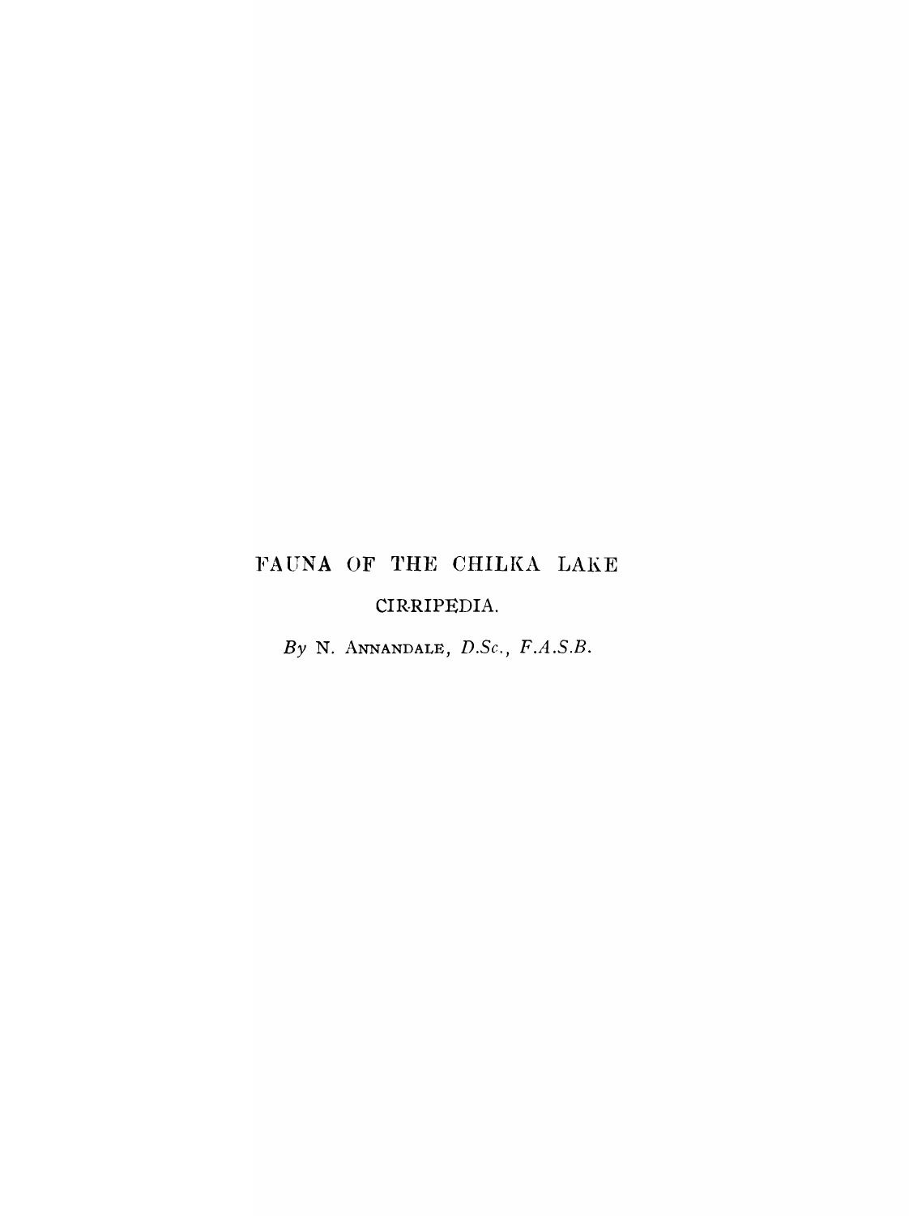# FAUNA OF THE CHILKA LAKE

## CIRRIPEDIA.

*By* N. ANNANDALE, *D.Sc., F.A.S.B.*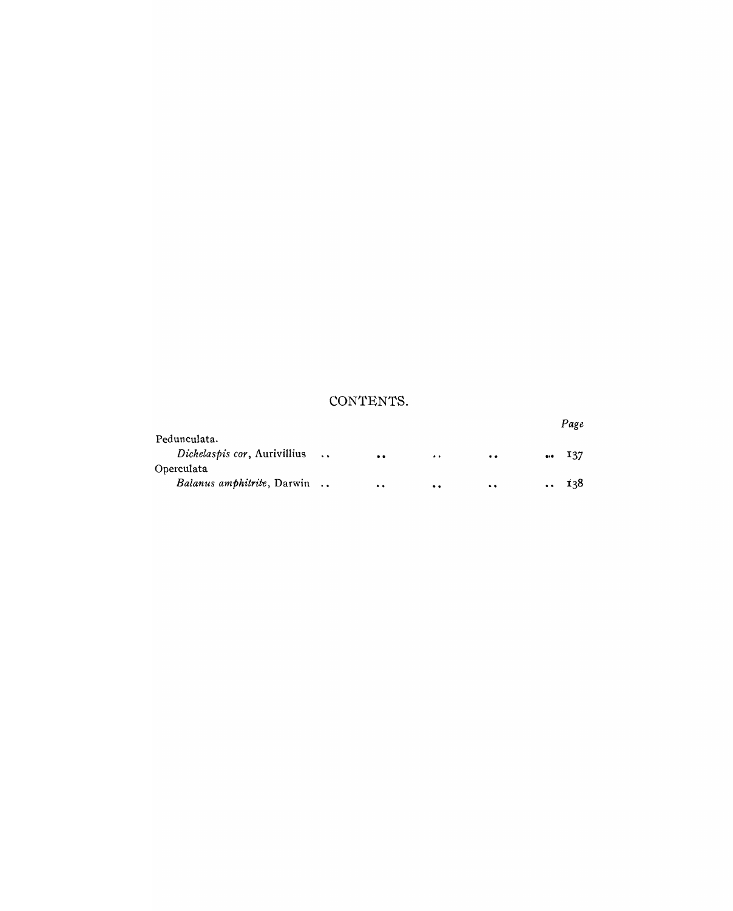# CONTENTS.

| | Page |
|---|---|
| Pedunculata. | |
| *Dichelaspis cor*, Aurivillius .. .. .. .. .. | 137 |
| Operculata | |
| *Balanus amphitrite*, Darwin .. .. .. .. .. | 138 |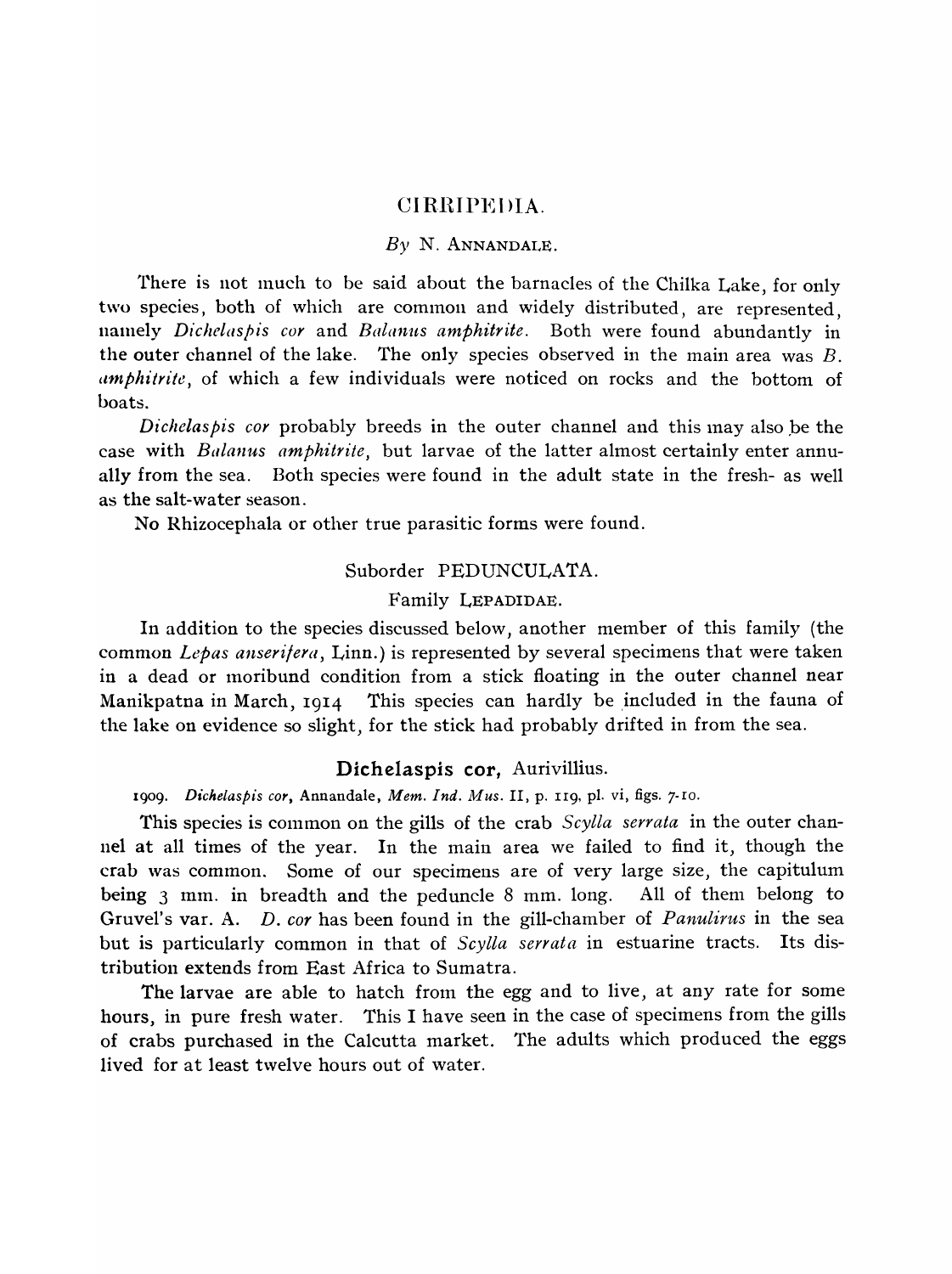# CIRRIPEDIA.

*By* N. ANNANDALE.

There is not much to be said about the barnacles of the Chilka Lake, for only two species, both of which are common and widely distributed, are represented, namely *Dichelaspis cor* and *Balanus amphitrite*. Both were found abundantly in the outer channel of the lake. The only species observed in the main area was *B. amphitrite*, of which a few individuals were noticed on rocks and the bottom of boats.

*Dichelaspis cor* probably breeds in the outer channel and this may also be the case with *Balanus amphitrite*, but larvae of the latter almost certainly enter annually from the sea. Both species were found in the adult state in the fresh- as well as the salt-water season.

No Rhizocephala or other true parasitic forms were found.

## Suborder PEDUNCULATA.

### Family LEPADIDAE.

In addition to the species discussed below, another member of this family (the common *Lepas anserifera*, Linn.) is represented by several specimens that were taken in a dead or moribund condition from a stick floating in the outer channel near Manikpatna in March, 1914 This species can hardly be included in the fauna of the lake on evidence so slight, for the stick had probably drifted in from the sea.

### Dichelaspis cor, Aurivillius.

1909. *Dichelaspis cor*, Annandale, *Mem. Ind. Mus.* II, p. 119, pl. vi, figs. 7-10.

This species is common on the gills of the crab *Scylla serrata* in the outer channel at all times of the year. In the main area we failed to find it, though the crab was common. Some of our specimens are of very large size, the capitulum being 3 mm. in breadth and the peduncle 8 mm. long. All of them belong to Gruvel's var. A. *D. cor* has been found in the gill-chamber of *Panulirus* in the sea but is particularly common in that of *Scylla serrata* in estuarine tracts. Its distribution extends from East Africa to Sumatra.

The larvae are able to hatch from the egg and to live, at any rate for some hours, in pure fresh water. This I have seen in the case of specimens from the gills of crabs purchased in the Calcutta market. The adults which produced the eggs lived for at least twelve hours out of water.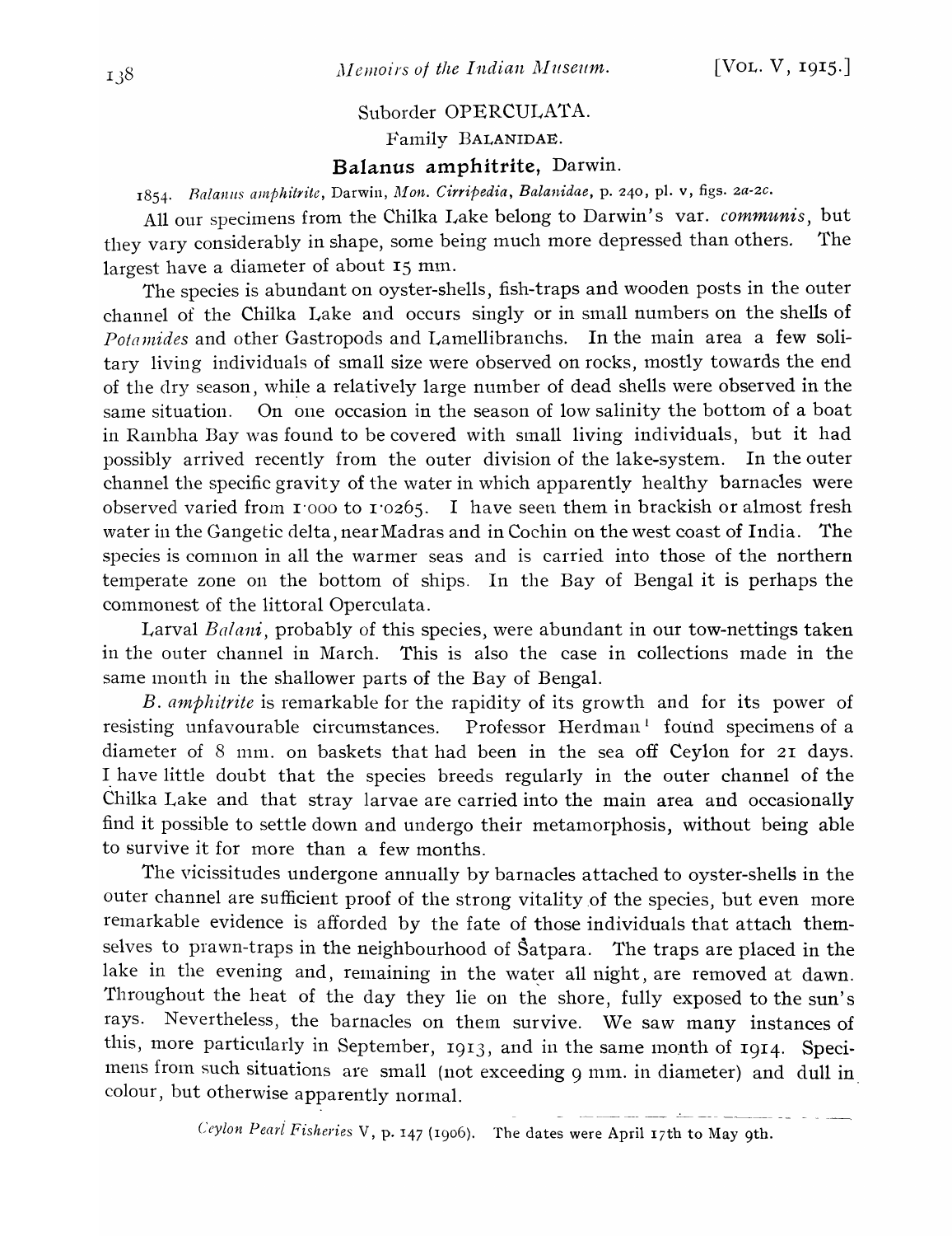Suborder OPERCULATA.

Family BALANIDAE.

## Balanus amphitrite, Darwin.

1854. *Balanus amphitrite*, Darwin, *Mon. Cirripedia, Balanidae*, p. 240, pl. v, figs. 2*a*-2*c*.

All our specimens from the Chilka Lake belong to Darwin's var. *communis*, but they vary considerably in shape, some being much more depressed than others. The largest have a diameter of about 15 mm.

The species is abundant on oyster-shells, fish-traps and wooden posts in the outer channel of the Chilka Lake and occurs singly or in small numbers on the shells of *Potamides* and other Gastropods and Lamellibranchs. In the main area a few solitary living individuals of small size were observed on rocks, mostly towards the end of the dry season, while a relatively large number of dead shells were observed in the same situation. On one occasion in the season of low salinity the bottom of a boat in Rambha Bay was found to be covered with small living individuals, but it had possibly arrived recently from the outer division of the lake-system. In the outer channel the specific gravity of the water in which apparently healthy barnacles were observed varied from 1·000 to 1·0265. I have seen them in brackish or almost fresh water in the Gangetic delta, near Madras and in Cochin on the west coast of India. The species is common in all the warmer seas and is carried into those of the northern temperate zone on the bottom of ships. In the Bay of Bengal it is perhaps the commonest of the littoral Operculata.

Larval *Balani*, probably of this species, were abundant in our tow-nettings taken in the outer channel in March. This is also the case in collections made in the same month in the shallower parts of the Bay of Bengal.

*B. amphitrite* is remarkable for the rapidity of its growth and for its power of resisting unfavourable circumstances. Professor Herdman[1] found specimens of a diameter of 8 mm. on baskets that had been in the sea off Ceylon for 21 days. I have little doubt that the species breeds regularly in the outer channel of the Chilka Lake and that stray larvae are carried into the main area and occasionally find it possible to settle down and undergo their metamorphosis, without being able to survive it for more than a few months.

The vicissitudes undergone annually by barnacles attached to oyster-shells in the outer channel are sufficient proof of the strong vitality of the species, but even more remarkable evidence is afforded by the fate of those individuals that attach themselves to prawn-traps in the neighbourhood of Ŝatpara. The traps are placed in the lake in the evening and, remaining in the water all night, are removed at dawn. Throughout the heat of the day they lie on the shore, fully exposed to the sun's rays. Nevertheless, the barnacles on them survive. We saw many instances of this, more particularly in September, 1913, and in the same month of 1914. Specimens from such situations are small (not exceeding 9 mm. in diameter) and dull in colour, but otherwise apparently normal.

---

[1] *Ceylon Pearl Fisheries* V, p. 147 (1906). The dates were April 17th to May 9th.